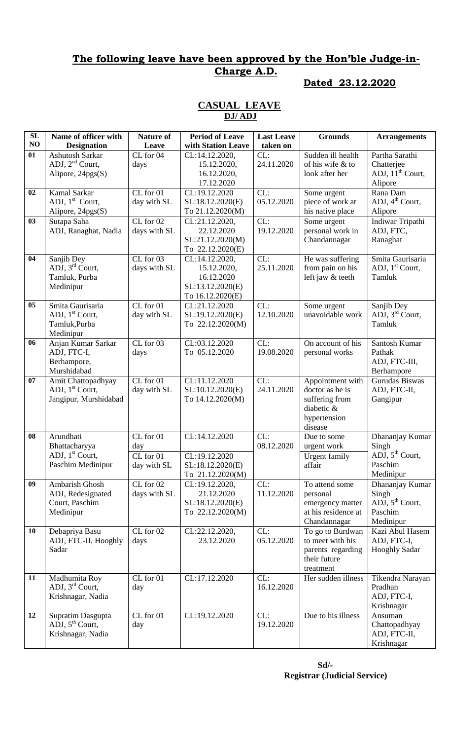## The following leave have been approved by the Hon'ble Judge-in-Charge A.D.

**Dated 23.12.2020**

### CASUAL LEAVE

**DJ/ ADJ**

| SL NO | Name of officer with Designation | Nature of Leave | Period of Leave with Station Leave | Last Leave taken on | Grounds | Arrangements |
|---|---|---|---|---|---|---|
| 01 | Ashutosh Sarkar ADJ, 2nd Court, Alipore, 24pgs(S) | CL for 04 days | CL:14.12.2020, 15.12.2020, 16.12.2020, 17.12.2020 | CL: 24.11.2020 | Sudden ill health of his wife & to look after her | Partha Sarathi Chatterjee ADJ, 11th Court, Alipore |
| 02 | Kamal Sarkar ADJ, 1st Court, Alipore, 24pgs(S) | CL for 01 day with SL | CL:19.12.2020 SL:18.12.2020(E) To 21.12.2020(M) | CL: 05.12.2020 | Some urgent piece of work at his native place | Rana Dam ADJ, 4th Court, Alipore |
| 03 | Sutapa Saha ADJ, Ranaghat, Nadia | CL for 02 days with SL | CL:21.12.2020, 22.12.2020 SL:21.12.2020(M) To 22.12.2020(E) | CL: 19.12.2020 | Some urgent personal work in Chandannagar | Indiwar Tripathi ADJ, FTC, Ranaghat |
| 04 | Sanjib Dey ADJ, 3rd Court, Tamluk, Purba Medinipur | CL for 03 days with SL | CL:14.12.2020, 15.12.2020, 16.12.2020 SL:13.12.2020(E) To 16.12.2020(E) | CL: 25.11.2020 | He was suffering from pain on his left jaw & teeth | Smita Gaurisaria ADJ, 1st Court, Tamluk |
| 05 | Smita Gaurisaria ADJ, 1st Court, Tamluk,Purba Medinipur | CL for 01 day with SL | CL:21.12.2020 SL:19.12.2020(E) To 22.12.2020(M) | CL: 12.10.2020 | Some urgent unavoidable work | Sanjib Dey ADJ, 3rd Court, Tamluk |
| 06 | Anjan Kumar Sarkar ADJ, FTC-I, Berhampore, Murshidabad | CL for 03 days | CL:03.12.2020 To 05.12.2020 | CL: 19.08.2020 | On account of his personal works | Santosh Kumar Pathak ADJ, FTC-III, Berhampore |
| 07 | Amit Chattopadhyay ADJ, 1st Court, Jangipur, Murshidabad | CL for 01 day with SL | CL:11.12.2020 SL:10.12.2020(E) To 14.12.2020(M) | CL: 24.11.2020 | Appointment with doctor as he is suffering from diabetic & hypertension disease | Gurudas Biswas ADJ, FTC-II, Gangipur |
| 08 | Arundhati Bhattacharyya ADJ, 1st Court, Paschim Medinipur | CL for 01 day<br>CL for 01 day with SL | CL:14.12.2020<br>CL:19.12.2020 SL:18.12.2020(E) To 21.12.2020(M) | CL: 08.12.2020 | Due to some urgent work<br>Urgent family affair | Dhananjay Kumar Singh ADJ, 5th Court, Paschim Medinipur |
| 09 | Ambarish Ghosh ADJ, Redesignated Court, Paschim Medinipur | CL for 02 days with SL | CL:19.12.2020, 21.12.2020 SL:18.12.2020(E) To 22.12.2020(M) | CL: 11.12.2020 | To attend some personal emergency matter at his residence at Chandannagar | Dhananjay Kumar Singh ADJ, 5th Court, Paschim Medinipur |
| 10 | Debapriya Basu ADJ, FTC-II, Hooghly Sadar | CL for 02 days | CL:22.12.2020, 23.12.2020 | CL: 05.12.2020 | To go to Burdwan to meet with his parents regarding their future treatment | Kazi Abul Hasem ADJ, FTC-I, Hooghly Sadar |
| 11 | Madhumita Roy ADJ, 3rd Court, Krishnagar, Nadia | CL for 01 day | CL:17.12.2020 | CL: 16.12.2020 | Her sudden illness | Tikendra Narayan Pradhan ADJ, FTC-I, Krishnagar |
| 12 | Supratim Dasgupta ADJ, 5th Court, Krishnagar, Nadia | CL for 01 day | CL:19.12.2020 | CL: 19.12.2020 | Due to his illness | Ansuman Chattopadhyay ADJ, FTC-II, Krishnagar |

**Sd/-**
**Registrar (Judicial Service)**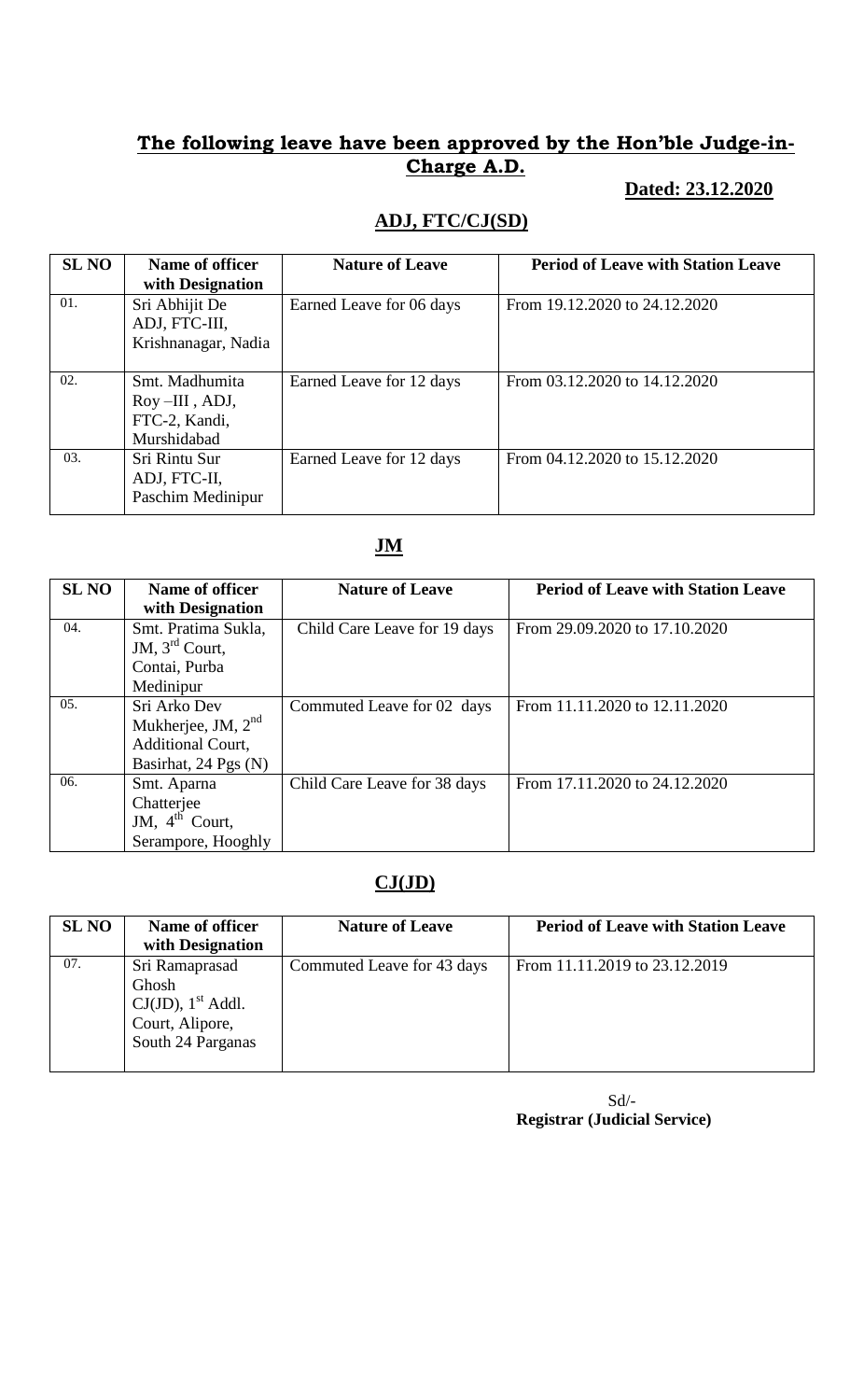## **The following leave have been approved by the Hon'ble Judge-in-Charge A.D.**

**Dated: 23.12.2020**

### **ADJ, FTC/CJ(SD)**

| SL NO | Name of officer with Designation | Nature of Leave | Period of Leave with Station Leave |
|---|---|---|---|
| 01. | Sri Abhijit De ADJ, FTC-III, Krishnanagar, Nadia | Earned Leave for 06 days | From 19.12.2020 to 24.12.2020 |
| 02. | Smt. Madhumita Roy –III , ADJ, FTC-2, Kandi, Murshidabad | Earned Leave for 12 days | From 03.12.2020 to 14.12.2020 |
| 03. | Sri Rintu Sur ADJ, FTC-II, Paschim Medinipur | Earned Leave for 12 days | From 04.12.2020 to 15.12.2020 |

### **JM**

| SL NO | Name of officer with Designation | Nature of Leave | Period of Leave with Station Leave |
|---|---|---|---|
| 04. | Smt. Pratima Sukla, JM, 3rd Court, Contai, Purba Medinipur | Child Care Leave for 19 days | From 29.09.2020 to 17.10.2020 |
| 05. | Sri Arko Dev Mukherjee, JM, 2nd Additional Court, Basirhat, 24 Pgs (N) | Commuted Leave for 02 days | From 11.11.2020 to 12.11.2020 |
| 06. | Smt. Aparna Chatterjee JM, 4th Court, Serampore, Hooghly | Child Care Leave for 38 days | From 17.11.2020 to 24.12.2020 |

### **CJ(JD)**

| SL NO | Name of officer with Designation | Nature of Leave | Period of Leave with Station Leave |
|---|---|---|---|
| 07. | Sri Ramaprasad Ghosh CJ(JD), 1st Addl. Court, Alipore, South 24 Parganas | Commuted Leave for 43 days | From 11.11.2019 to 23.12.2019 |

Sd/-
**Registrar (Judicial Service)**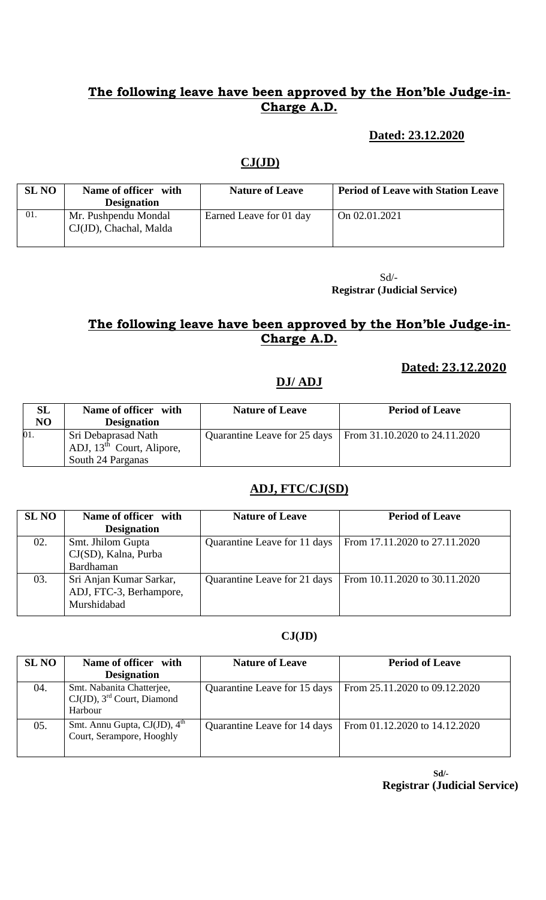## The following leave have been approved by the Hon'ble Judge-in-Charge A.D.

**Dated: 23.12.2020**

### CJ(JD)

| SL NO | Name of officer with Designation | Nature of Leave | Period of Leave with Station Leave |
|---|---|---|---|
| 01. | Mr. Pushpendu Mondal CJ(JD), Chachal, Malda | Earned Leave for 01 day | On 02.01.2021 |

Sd/-
**Registrar (Judicial Service)**

## The following leave have been approved by the Hon'ble Judge-in-Charge A.D.

**Dated: 23.12.2020**

### DJ/ ADJ

| SL NO | Name of officer with Designation | Nature of Leave | Period of Leave |
|---|---|---|---|
| 01. | Sri Debaprasad Nath ADJ, 13th Court, Alipore, South 24 Parganas | Quarantine Leave for 25 days | From 31.10.2020 to 24.11.2020 |

### ADJ, FTC/CJ(SD)

| SL NO | Name of officer with Designation | Nature of Leave | Period of Leave |
|---|---|---|---|
| 02. | Smt. Jhilom Gupta CJ(SD), Kalna, Purba Bardhaman | Quarantine Leave for 11 days | From 17.11.2020 to 27.11.2020 |
| 03. | Sri Anjan Kumar Sarkar, ADJ, FTC-3, Berhampore, Murshidabad | Quarantine Leave for 21 days | From 10.11.2020 to 30.11.2020 |

### CJ(JD)

| SL NO | Name of officer with Designation | Nature of Leave | Period of Leave |
|---|---|---|---|
| 04. | Smt. Nabanita Chatterjee, CJ(JD), 3rd Court, Diamond Harbour | Quarantine Leave for 15 days | From 25.11.2020 to 09.12.2020 |
| 05. | Smt. Annu Gupta, CJ(JD), 4th Court, Serampore, Hooghly | Quarantine Leave for 14 days | From 01.12.2020 to 14.12.2020 |

Sd/-
**Registrar (Judicial Service)**